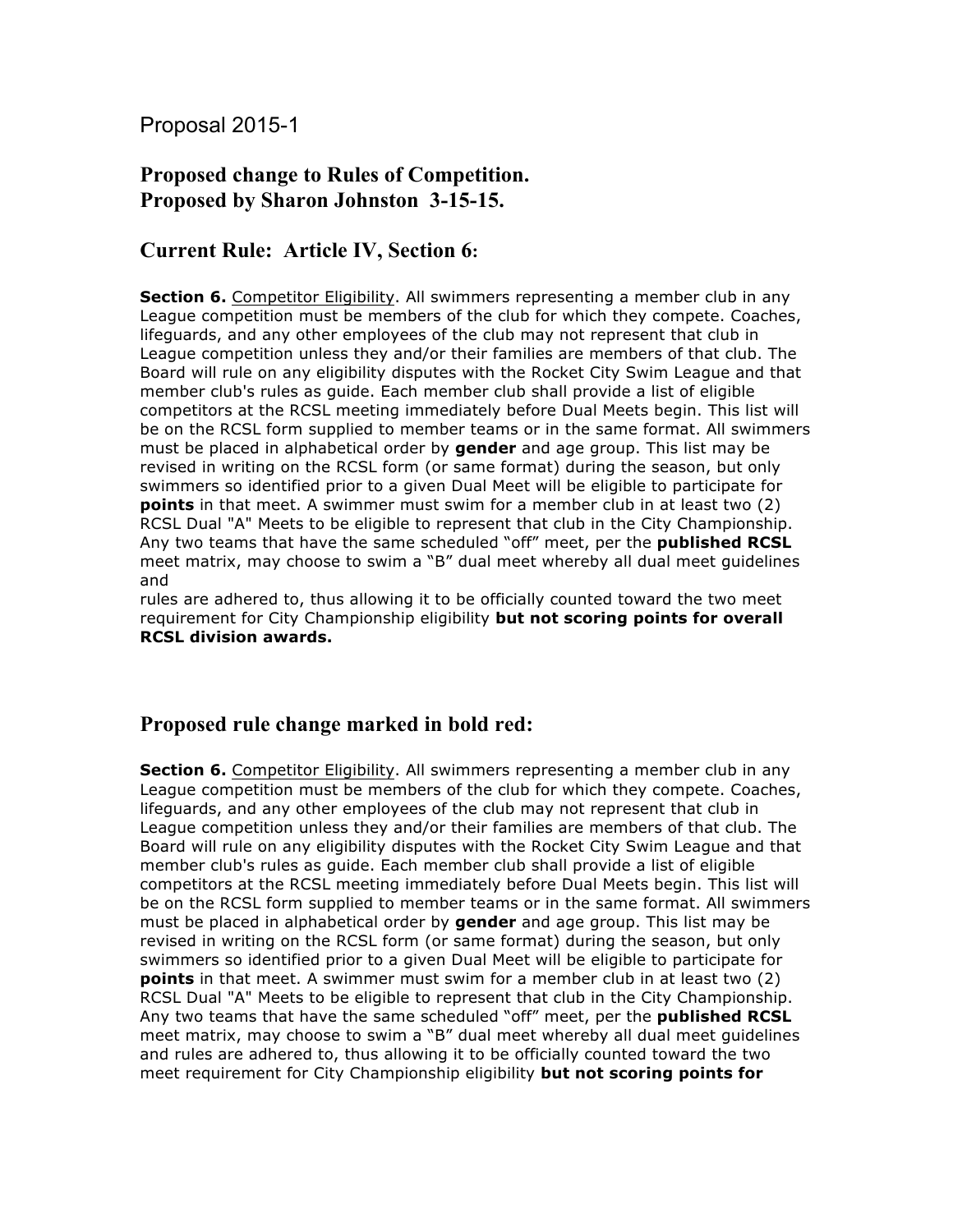Proposal 2015-1

## Proposed change to Rules of Competition.
## Proposed by Sharon Johnston 3-15-15.

## Current Rule: Article IV, Section 6:

**Section 6.** Competitor Eligibility. All swimmers representing a member club in any League competition must be members of the club for which they compete. Coaches, lifeguards, and any other employees of the club may not represent that club in League competition unless they and/or their families are members of that club. The Board will rule on any eligibility disputes with the Rocket City Swim League and that member club's rules as guide. Each member club shall provide a list of eligible competitors at the RCSL meeting immediately before Dual Meets begin. This list will be on the RCSL form supplied to member teams or in the same format. All swimmers must be placed in alphabetical order by **gender** and age group. This list may be revised in writing on the RCSL form (or same format) during the season, but only swimmers so identified prior to a given Dual Meet will be eligible to participate for **points** in that meet. A swimmer must swim for a member club in at least two (2) RCSL Dual "A" Meets to be eligible to represent that club in the City Championship. Any two teams that have the same scheduled "off" meet, per the **published RCSL** meet matrix, may choose to swim a "B" dual meet whereby all dual meet guidelines and
rules are adhered to, thus allowing it to be officially counted toward the two meet requirement for City Championship eligibility **but not scoring points for overall RCSL division awards.**

## Proposed rule change marked in bold red:

**Section 6.** Competitor Eligibility. All swimmers representing a member club in any League competition must be members of the club for which they compete. Coaches, lifeguards, and any other employees of the club may not represent that club in League competition unless they and/or their families are members of that club. The Board will rule on any eligibility disputes with the Rocket City Swim League and that member club's rules as guide. Each member club shall provide a list of eligible competitors at the RCSL meeting immediately before Dual Meets begin. This list will be on the RCSL form supplied to member teams or in the same format. All swimmers must be placed in alphabetical order by **gender** and age group. This list may be revised in writing on the RCSL form (or same format) during the season, but only swimmers so identified prior to a given Dual Meet will be eligible to participate for **points** in that meet. A swimmer must swim for a member club in at least two (2) RCSL Dual "A" Meets to be eligible to represent that club in the City Championship. Any two teams that have the same scheduled "off" meet, per the **published RCSL** meet matrix, may choose to swim a "B" dual meet whereby all dual meet guidelines and rules are adhered to, thus allowing it to be officially counted toward the two meet requirement for City Championship eligibility **but not scoring points for**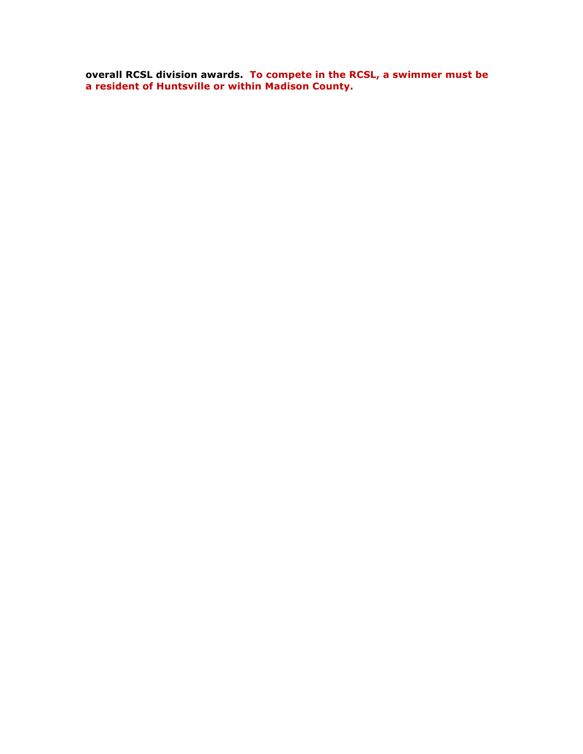**overall RCSL division awards. To compete in the RCSL, a swimmer must be a resident of Huntsville or within Madison County.**